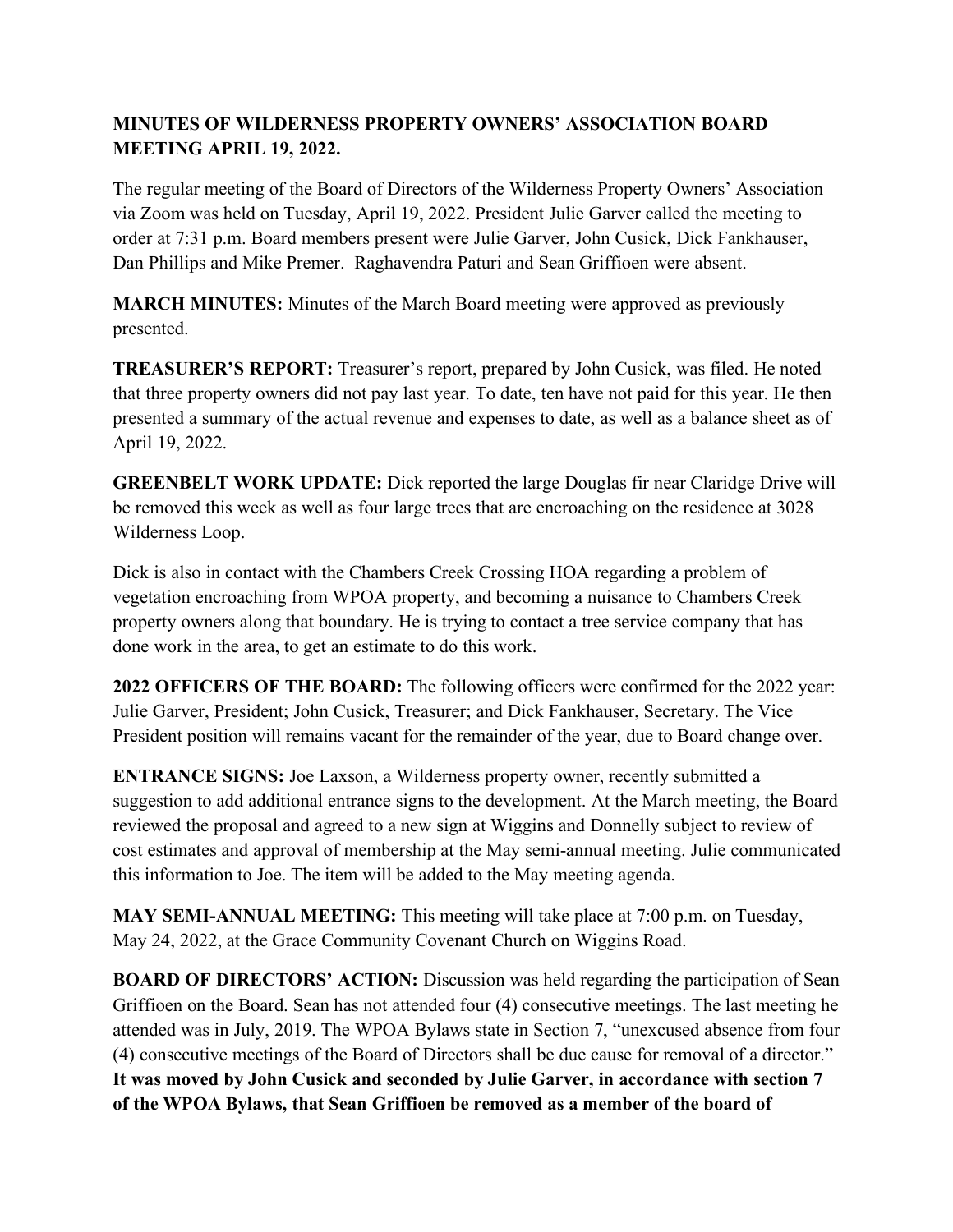**MINUTES OF WILDERNESS PROPERTY OWNERS' ASSOCIATION BOARD MEETING APRIL 19, 2022.**

The regular meeting of the Board of Directors of the Wilderness Property Owners' Association via Zoom was held on Tuesday, April 19, 2022. President Julie Garver called the meeting to order at 7:31 p.m. Board members present were Julie Garver, John Cusick, Dick Fankhauser, Dan Phillips and Mike Premer. Raghavendra Paturi and Sean Griffioen were absent.

**MARCH MINUTES:** Minutes of the March Board meeting were approved as previously presented.

**TREASURER'S REPORT:** Treasurer's report, prepared by John Cusick, was filed. He noted that three property owners did not pay last year. To date, ten have not paid for this year. He then presented a summary of the actual revenue and expenses to date, as well as a balance sheet as of April 19, 2022.

**GREENBELT WORK UPDATE:** Dick reported the large Douglas fir near Claridge Drive will be removed this week as well as four large trees that are encroaching on the residence at 3028 Wilderness Loop.

Dick is also in contact with the Chambers Creek Crossing HOA regarding a problem of vegetation encroaching from WPOA property, and becoming a nuisance to Chambers Creek property owners along that boundary. He is trying to contact a tree service company that has done work in the area, to get an estimate to do this work.

**2022 OFFICERS OF THE BOARD:** The following officers were confirmed for the 2022 year: Julie Garver, President; John Cusick, Treasurer; and Dick Fankhauser, Secretary. The Vice President position will remains vacant for the remainder of the year, due to Board change over.

**ENTRANCE SIGNS:** Joe Laxson, a Wilderness property owner, recently submitted a suggestion to add additional entrance signs to the development. At the March meeting, the Board reviewed the proposal and agreed to a new sign at Wiggins and Donnelly subject to review of cost estimates and approval of membership at the May semi-annual meeting. Julie communicated this information to Joe. The item will be added to the May meeting agenda.

**MAY SEMI-ANNUAL MEETING:** This meeting will take place at 7:00 p.m. on Tuesday, May 24, 2022, at the Grace Community Covenant Church on Wiggins Road.

**BOARD OF DIRECTORS' ACTION:** Discussion was held regarding the participation of Sean Griffioen on the Board. Sean has not attended four (4) consecutive meetings. The last meeting he attended was in July, 2019. The WPOA Bylaws state in Section 7, "unexcused absence from four (4) consecutive meetings of the Board of Directors shall be due cause for removal of a director." **It was moved by John Cusick and seconded by Julie Garver, in accordance with section 7 of the WPOA Bylaws, that Sean Griffioen be removed as a member of the board of**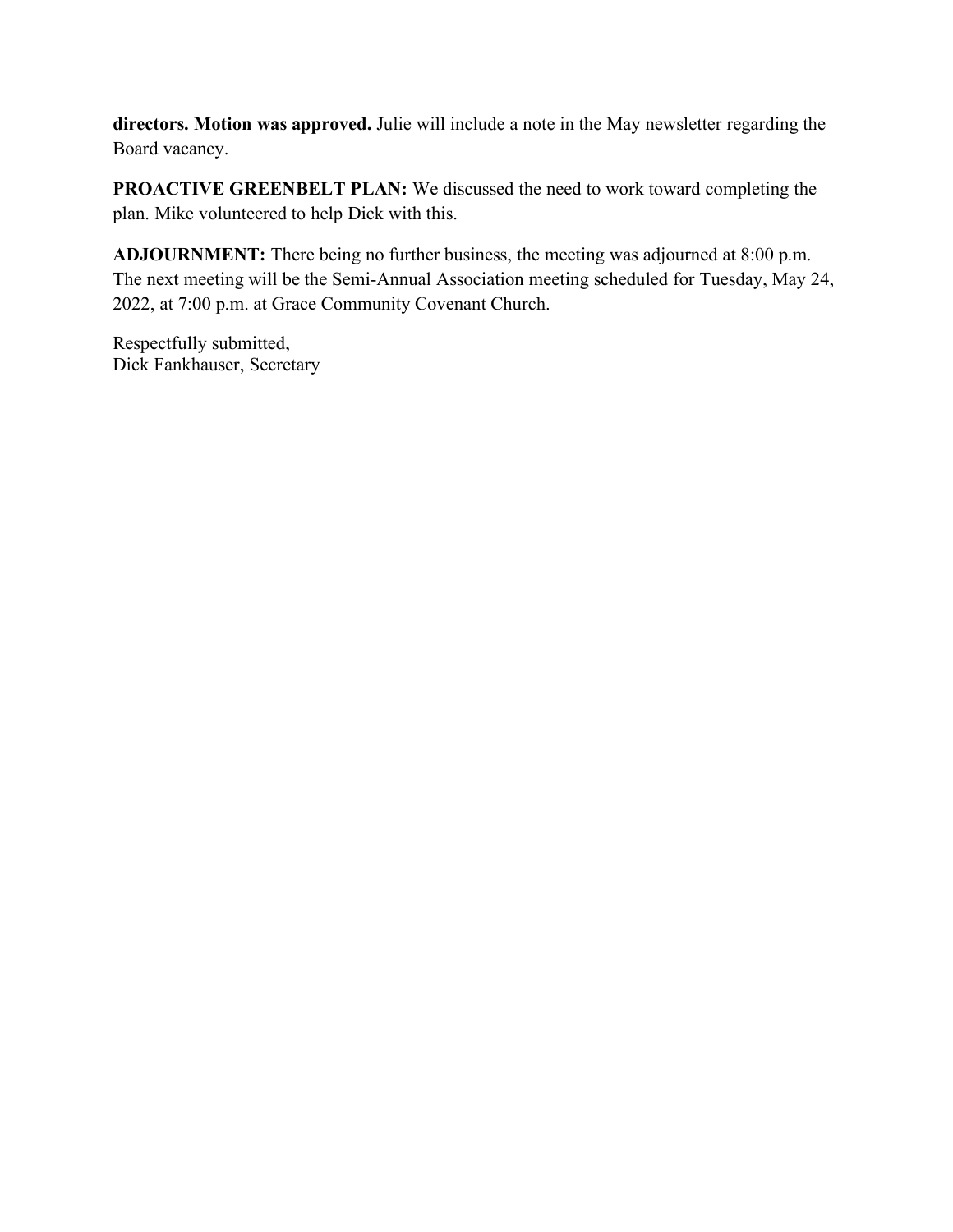**directors. Motion was approved.** Julie will include a note in the May newsletter regarding the Board vacancy.

**PROACTIVE GREENBELT PLAN:** We discussed the need to work toward completing the plan. Mike volunteered to help Dick with this.

**ADJOURNMENT:** There being no further business, the meeting was adjourned at 8:00 p.m. The next meeting will be the Semi-Annual Association meeting scheduled for Tuesday, May 24, 2022, at 7:00 p.m. at Grace Community Covenant Church.

Respectfully submitted,
Dick Fankhauser, Secretary